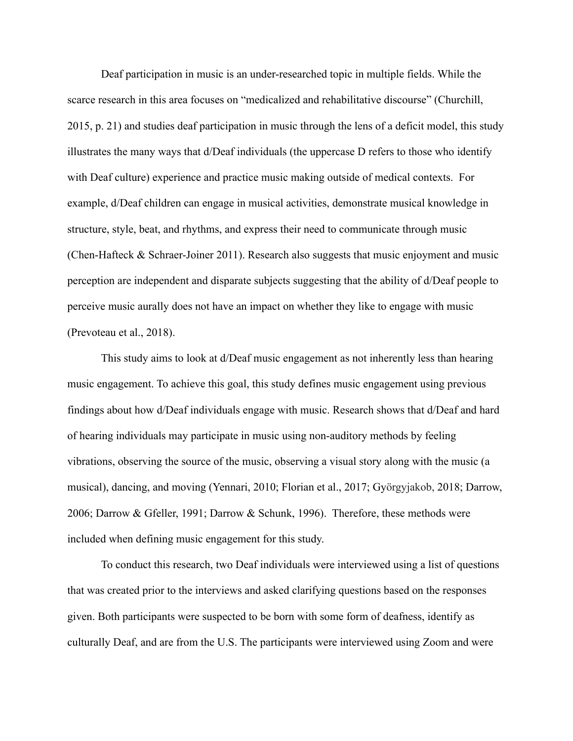Deaf participation in music is an under-researched topic in multiple fields. While the scarce research in this area focuses on "medicalized and rehabilitative discourse" (Churchill, 2015, p. 21) and studies deaf participation in music through the lens of a deficit model, this study illustrates the many ways that d/Deaf individuals (the uppercase D refers to those who identify with Deaf culture) experience and practice music making outside of medical contexts. For example, d/Deaf children can engage in musical activities, demonstrate musical knowledge in structure, style, beat, and rhythms, and express their need to communicate through music (Chen-Hafteck & Schraer-Joiner 2011). Research also suggests that music enjoyment and music perception are independent and disparate subjects suggesting that the ability of d/Deaf people to perceive music aurally does not have an impact on whether they like to engage with music (Prevoteau et al., 2018).

This study aims to look at d/Deaf music engagement as not inherently less than hearing music engagement. To achieve this goal, this study defines music engagement using previous findings about how d/Deaf individuals engage with music. Research shows that d/Deaf and hard of hearing individuals may participate in music using non-auditory methods by feeling vibrations, observing the source of the music, observing a visual story along with the music (a musical), dancing, and moving (Yennari, 2010; Florian et al., 2017; Györgyjakob, 2018; Darrow, 2006; Darrow & Gfeller, 1991; Darrow & Schunk, 1996). Therefore, these methods were included when defining music engagement for this study.

To conduct this research, two Deaf individuals were interviewed using a list of questions that was created prior to the interviews and asked clarifying questions based on the responses given. Both participants were suspected to be born with some form of deafness, identify as culturally Deaf, and are from the U.S. The participants were interviewed using Zoom and were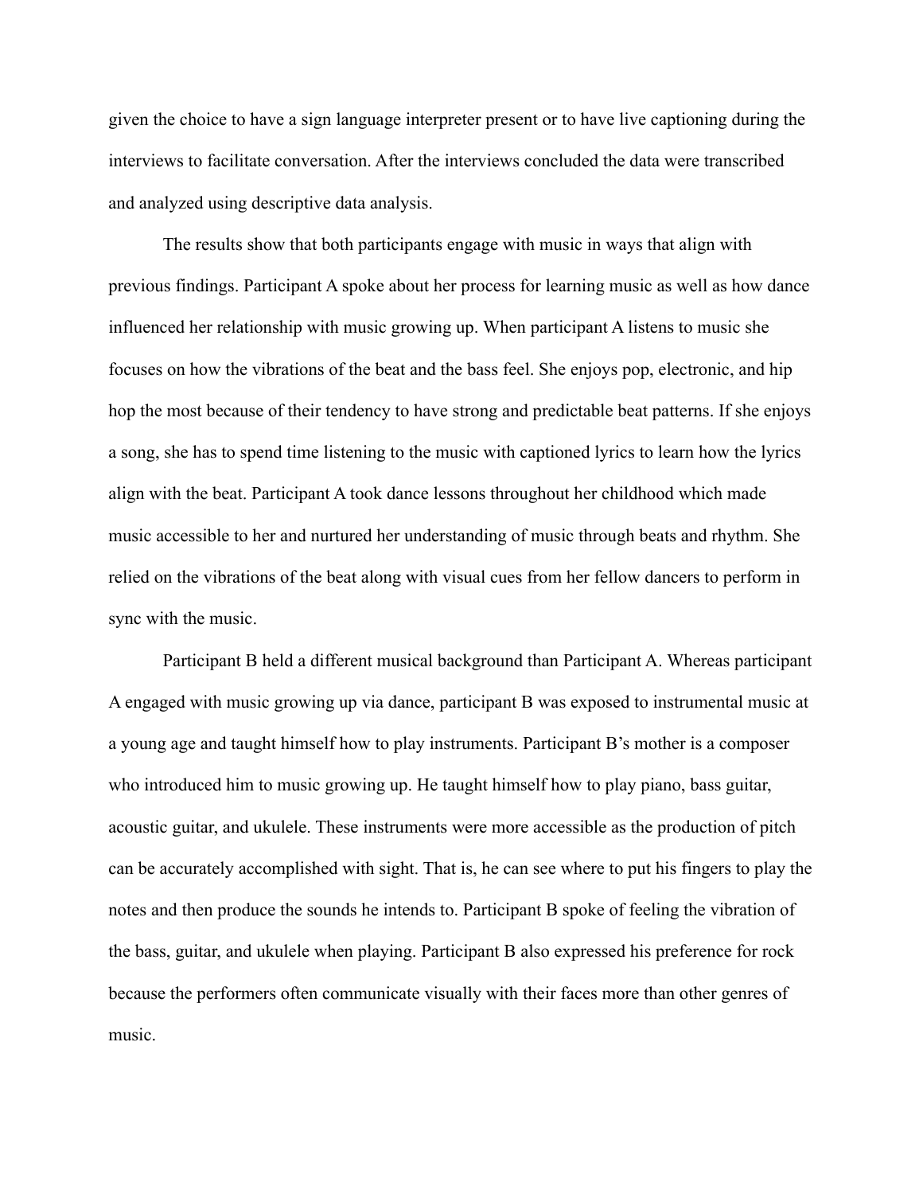given the choice to have a sign language interpreter present or to have live captioning during the interviews to facilitate conversation. After the interviews concluded the data were transcribed and analyzed using descriptive data analysis.

The results show that both participants engage with music in ways that align with previous findings. Participant A spoke about her process for learning music as well as how dance influenced her relationship with music growing up. When participant A listens to music she focuses on how the vibrations of the beat and the bass feel. She enjoys pop, electronic, and hip hop the most because of their tendency to have strong and predictable beat patterns. If she enjoys a song, she has to spend time listening to the music with captioned lyrics to learn how the lyrics align with the beat. Participant A took dance lessons throughout her childhood which made music accessible to her and nurtured her understanding of music through beats and rhythm. She relied on the vibrations of the beat along with visual cues from her fellow dancers to perform in sync with the music.

Participant B held a different musical background than Participant A. Whereas participant A engaged with music growing up via dance, participant B was exposed to instrumental music at a young age and taught himself how to play instruments. Participant B's mother is a composer who introduced him to music growing up. He taught himself how to play piano, bass guitar, acoustic guitar, and ukulele. These instruments were more accessible as the production of pitch can be accurately accomplished with sight. That is, he can see where to put his fingers to play the notes and then produce the sounds he intends to. Participant B spoke of feeling the vibration of the bass, guitar, and ukulele when playing. Participant B also expressed his preference for rock because the performers often communicate visually with their faces more than other genres of music.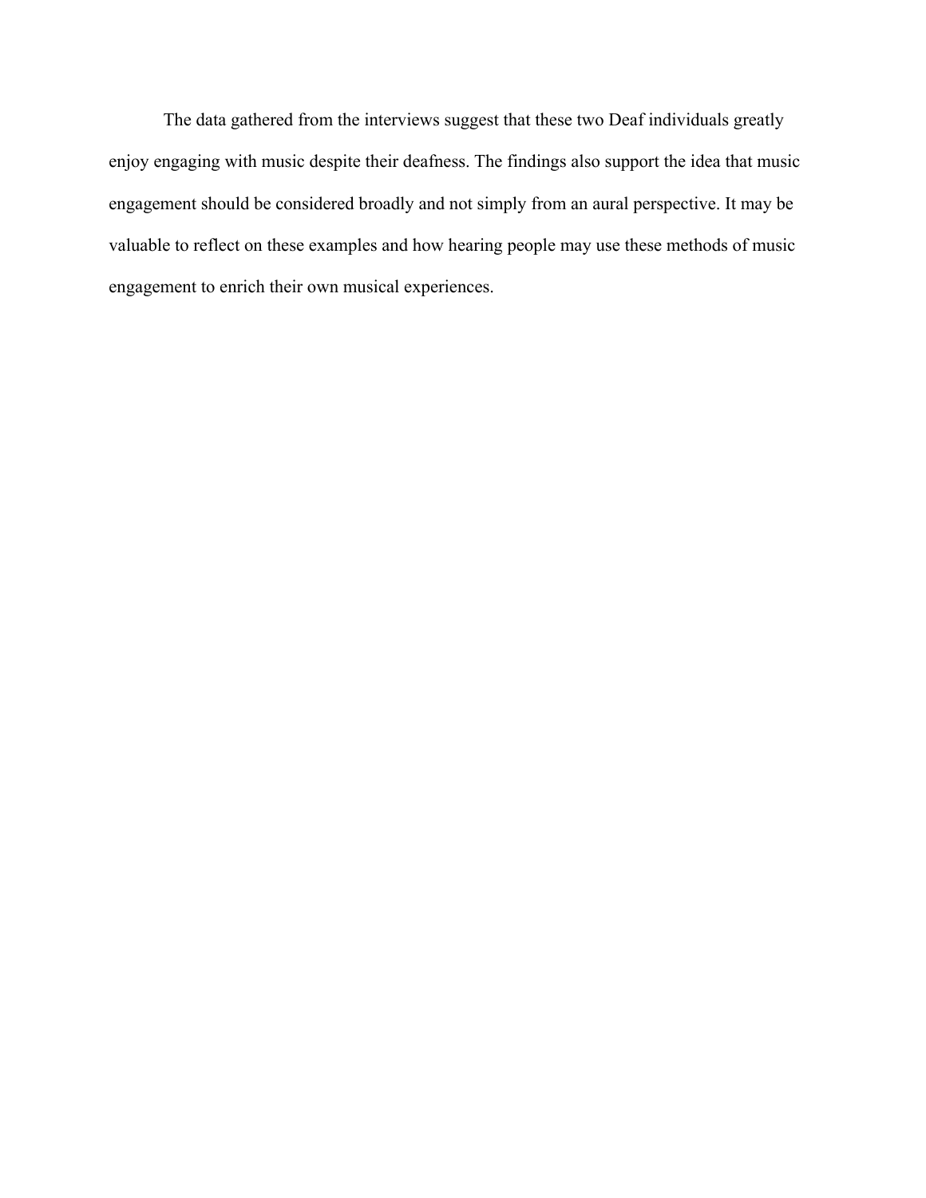The data gathered from the interviews suggest that these two Deaf individuals greatly enjoy engaging with music despite their deafness. The findings also support the idea that music engagement should be considered broadly and not simply from an aural perspective. It may be valuable to reflect on these examples and how hearing people may use these methods of music engagement to enrich their own musical experiences.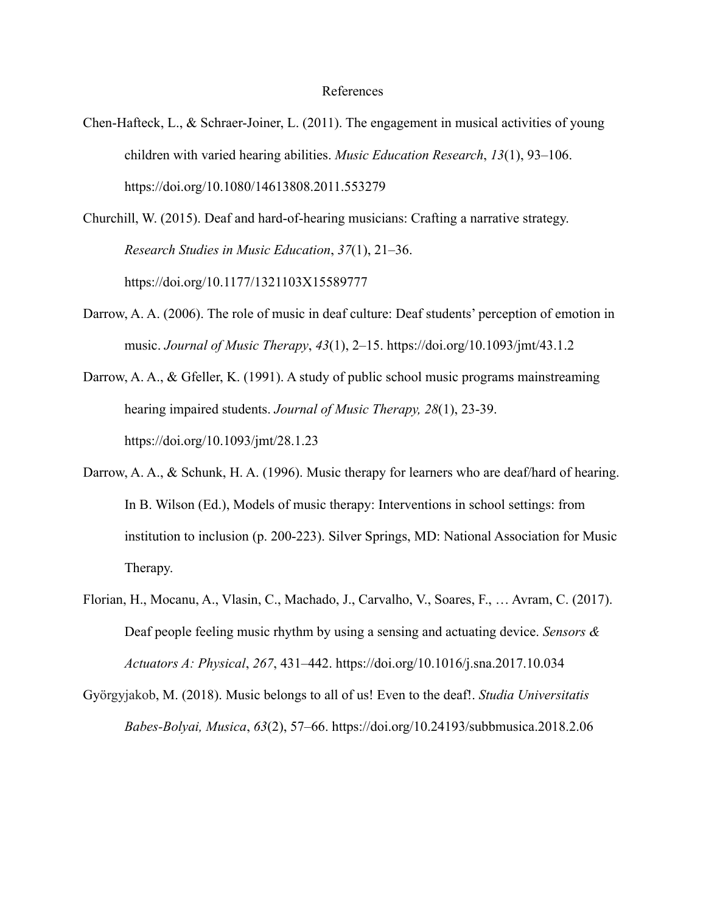# References

Chen-Hafteck, L., & Schraer-Joiner, L. (2011). The engagement in musical activities of young children with varied hearing abilities. *Music Education Research*, *13*(1), 93–106. https://doi.org/10.1080/14613808.2011.553279

Churchill, W. (2015). Deaf and hard-of-hearing musicians: Crafting a narrative strategy. *Research Studies in Music Education*, *37*(1), 21–36. https://doi.org/10.1177/1321103X15589777

Darrow, A. A. (2006). The role of music in deaf culture: Deaf students' perception of emotion in music. *Journal of Music Therapy*, *43*(1), 2–15. https://doi.org/10.1093/jmt/43.1.2

Darrow, A. A., & Gfeller, K. (1991). A study of public school music programs mainstreaming hearing impaired students. *Journal of Music Therapy, 28*(1), 23-39. https://doi.org/10.1093/jmt/28.1.23

Darrow, A. A., & Schunk, H. A. (1996). Music therapy for learners who are deaf/hard of hearing. In B. Wilson (Ed.), Models of music therapy: Interventions in school settings: from institution to inclusion (p. 200-223). Silver Springs, MD: National Association for Music Therapy.

Florian, H., Mocanu, A., Vlasin, C., Machado, J., Carvalho, V., Soares, F., … Avram, C. (2017). Deaf people feeling music rhythm by using a sensing and actuating device. *Sensors & Actuators A: Physical*, *267*, 431–442. https://doi.org/10.1016/j.sna.2017.10.034

Györgyjakob, M. (2018). Music belongs to all of us! Even to the deaf!. *Studia Universitatis Babes-Bolyai, Musica*, *63*(2), 57–66. https://doi.org/10.24193/subbmusica.2018.2.06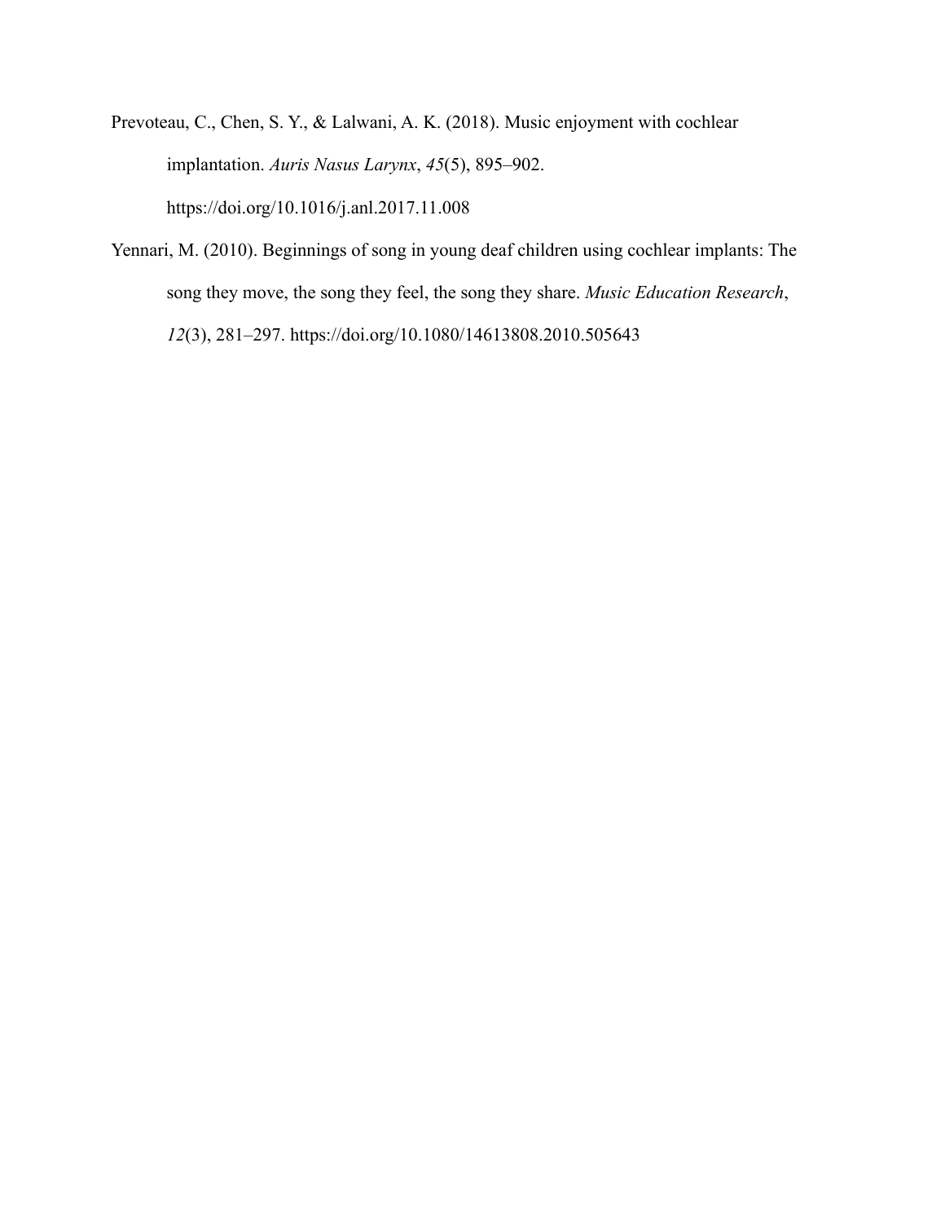Prevoteau, C., Chen, S. Y., & Lalwani, A. K. (2018). Music enjoyment with cochlear implantation. *Auris Nasus Larynx*, *45*(5), 895–902. https://doi.org/10.1016/j.anl.2017.11.008

Yennari, M. (2010). Beginnings of song in young deaf children using cochlear implants: The song they move, the song they feel, the song they share. *Music Education Research*, *12*(3), 281–297. https://doi.org/10.1080/14613808.2010.505643